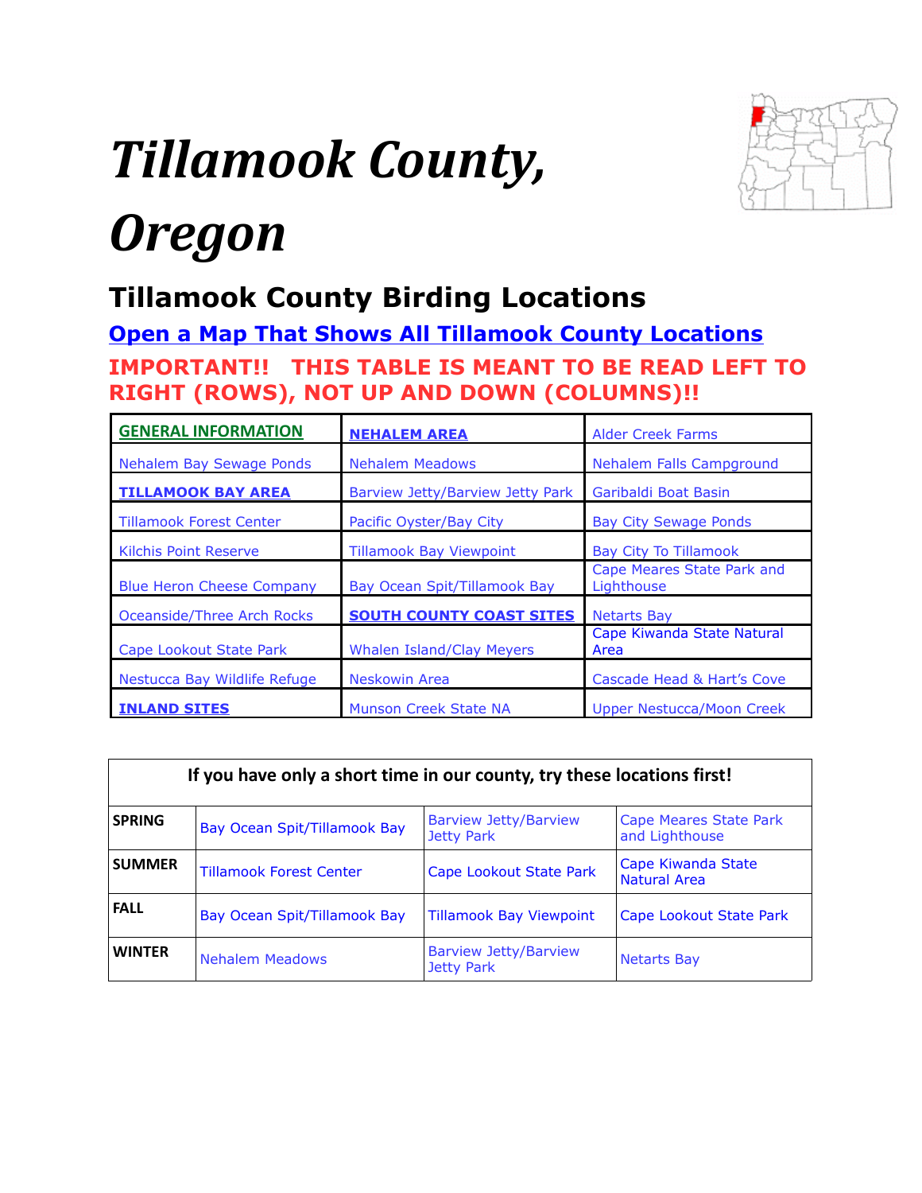# *Tillamook County, Oregon*

## Tillamook County Birding Locations

### Open a Map That Shows All Tillamook County Locations

**IMPORTANT!! THIS TABLE IS MEANT TO BE READ LEFT TO RIGHT (ROWS), NOT UP AND DOWN (COLUMNS)!!**

| | | |
|---|---|---|
| **GENERAL INFORMATION** | **NEHALEM AREA** | Alder Creek Farms |
| Nehalem Bay Sewage Ponds | Nehalem Meadows | Nehalem Falls Campground |
| **TILLAMOOK BAY AREA** | Barview Jetty/Barview Jetty Park | Garibaldi Boat Basin |
| Tillamook Forest Center | Pacific Oyster/Bay City | Bay City Sewage Ponds |
| Kilchis Point Reserve | Tillamook Bay Viewpoint | Bay City To Tillamook |
| Blue Heron Cheese Company | Bay Ocean Spit/Tillamook Bay | Cape Meares State Park and Lighthouse |
| Oceanside/Three Arch Rocks | **SOUTH COUNTY COAST SITES** | Netarts Bay |
| Cape Lookout State Park | Whalen Island/Clay Meyers | Cape Kiwanda State Natural Area |
| Nestucca Bay Wildlife Refuge | Neskowin Area | Cascade Head & Hart's Cove |
| **INLAND SITES** | Munson Creek State NA | Upper Nestucca/Moon Creek |

| If you have only a short time in our county, try these locations first! | | | |
|---|---|---|---|
| **SPRING** | Bay Ocean Spit/Tillamook Bay | Barview Jetty/Barview Jetty Park | Cape Meares State Park and Lighthouse |
| **SUMMER** | Tillamook Forest Center | Cape Lookout State Park | Cape Kiwanda State Natural Area |
| **FALL** | Bay Ocean Spit/Tillamook Bay | Tillamook Bay Viewpoint | Cape Lookout State Park |
| **WINTER** | Nehalem Meadows | Barview Jetty/Barview Jetty Park | Netarts Bay |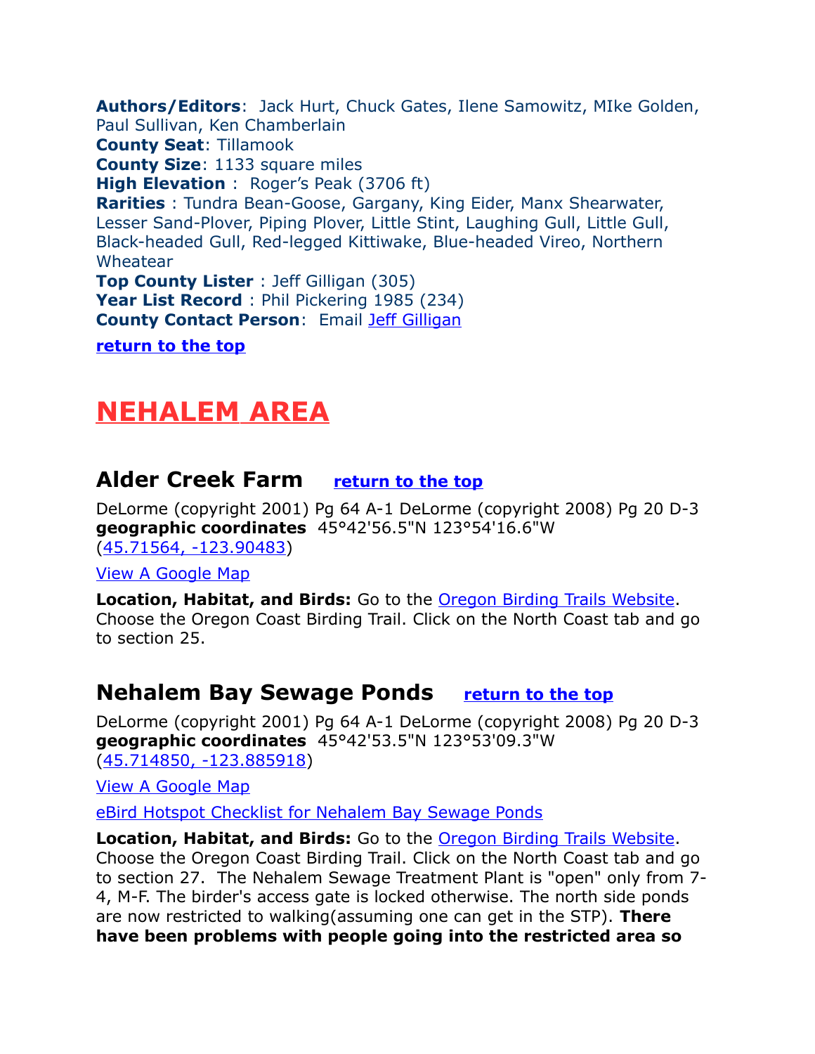**Authors/Editors**: Jack Hurt, Chuck Gates, Ilene Samowitz, MIke Golden, Paul Sullivan, Ken Chamberlain
**County Seat**: Tillamook
**County Size**: 1133 square miles
**High Elevation** : Roger's Peak (3706 ft)
**Rarities** : Tundra Bean-Goose, Gargany, King Eider, Manx Shearwater, Lesser Sand-Plover, Piping Plover, Little Stint, Laughing Gull, Little Gull, Black-headed Gull, Red-legged Kittiwake, Blue-headed Vireo, Northern Wheatear
**Top County Lister** : Jeff Gilligan (305)
**Year List Record** : Phil Pickering 1985 (234)
**County Contact Person**: Email Jeff Gilligan

**return to the top**

# NEHALEM AREA

## Alder Creek Farm return to the top

DeLorme (copyright 2001) Pg 64 A-1 DeLorme (copyright 2008) Pg 20 D-3
**geographic coordinates** 45°42'56.5"N 123°54'16.6"W (45.71564, -123.90483)

View A Google Map

**Location, Habitat, and Birds:** Go to the Oregon Birding Trails Website. Choose the Oregon Coast Birding Trail. Click on the North Coast tab and go to section 25.

## Nehalem Bay Sewage Ponds return to the top

DeLorme (copyright 2001) Pg 64 A-1 DeLorme (copyright 2008) Pg 20 D-3
**geographic coordinates** 45°42'53.5"N 123°53'09.3"W (45.714850, -123.885918)

View A Google Map

eBird Hotspot Checklist for Nehalem Bay Sewage Ponds

**Location, Habitat, and Birds:** Go to the Oregon Birding Trails Website. Choose the Oregon Coast Birding Trail. Click on the North Coast tab and go to section 27. The Nehalem Sewage Treatment Plant is "open" only from 7-4, M-F. The birder's access gate is locked otherwise. The north side ponds are now restricted to walking(assuming one can get in the STP). **There have been problems with people going into the restricted area so**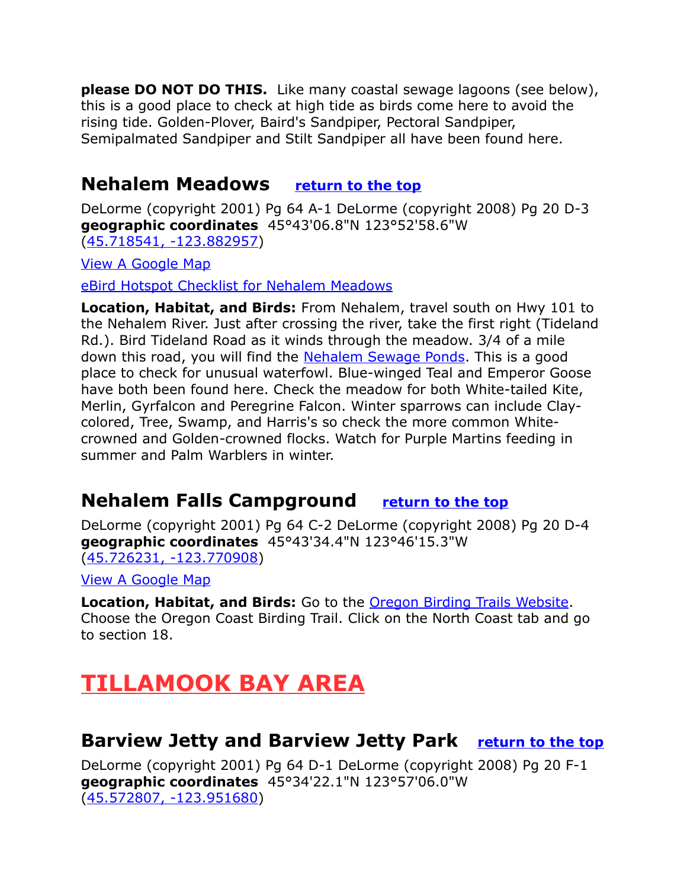**please DO NOT DO THIS.** Like many coastal sewage lagoons (see below), this is a good place to check at high tide as birds come here to avoid the rising tide. Golden-Plover, Baird's Sandpiper, Pectoral Sandpiper, Semipalmated Sandpiper and Stilt Sandpiper all have been found here.

## Nehalem Meadows [return to the top]

DeLorme (copyright 2001) Pg 64 A-1 DeLorme (copyright 2008) Pg 20 D-3
**geographic coordinates** 45°43'06.8"N 123°52'58.6"W
(45.718541, -123.882957)

View A Google Map

eBird Hotspot Checklist for Nehalem Meadows

**Location, Habitat, and Birds:** From Nehalem, travel south on Hwy 101 to the Nehalem River. Just after crossing the river, take the first right (Tideland Rd.). Bird Tideland Road as it winds through the meadow. 3/4 of a mile down this road, you will find the Nehalem Sewage Ponds. This is a good place to check for unusual waterfowl. Blue-winged Teal and Emperor Goose have both been found here. Check the meadow for both White-tailed Kite, Merlin, Gyrfalcon and Peregrine Falcon. Winter sparrows can include Clay-colored, Tree, Swamp, and Harris's so check the more common White-crowned and Golden-crowned flocks. Watch for Purple Martins feeding in summer and Palm Warblers in winter.

## Nehalem Falls Campground [return to the top]

DeLorme (copyright 2001) Pg 64 C-2 DeLorme (copyright 2008) Pg 20 D-4
**geographic coordinates** 45°43'34.4"N 123°46'15.3"W
(45.726231, -123.770908)

View A Google Map

**Location, Habitat, and Birds:** Go to the Oregon Birding Trails Website. Choose the Oregon Coast Birding Trail. Click on the North Coast tab and go to section 18.

# TILLAMOOK BAY AREA

## Barview Jetty and Barview Jetty Park [return to the top]

DeLorme (copyright 2001) Pg 64 D-1 DeLorme (copyright 2008) Pg 20 F-1
**geographic coordinates** 45°34'22.1"N 123°57'06.0"W
(45.572807, -123.951680)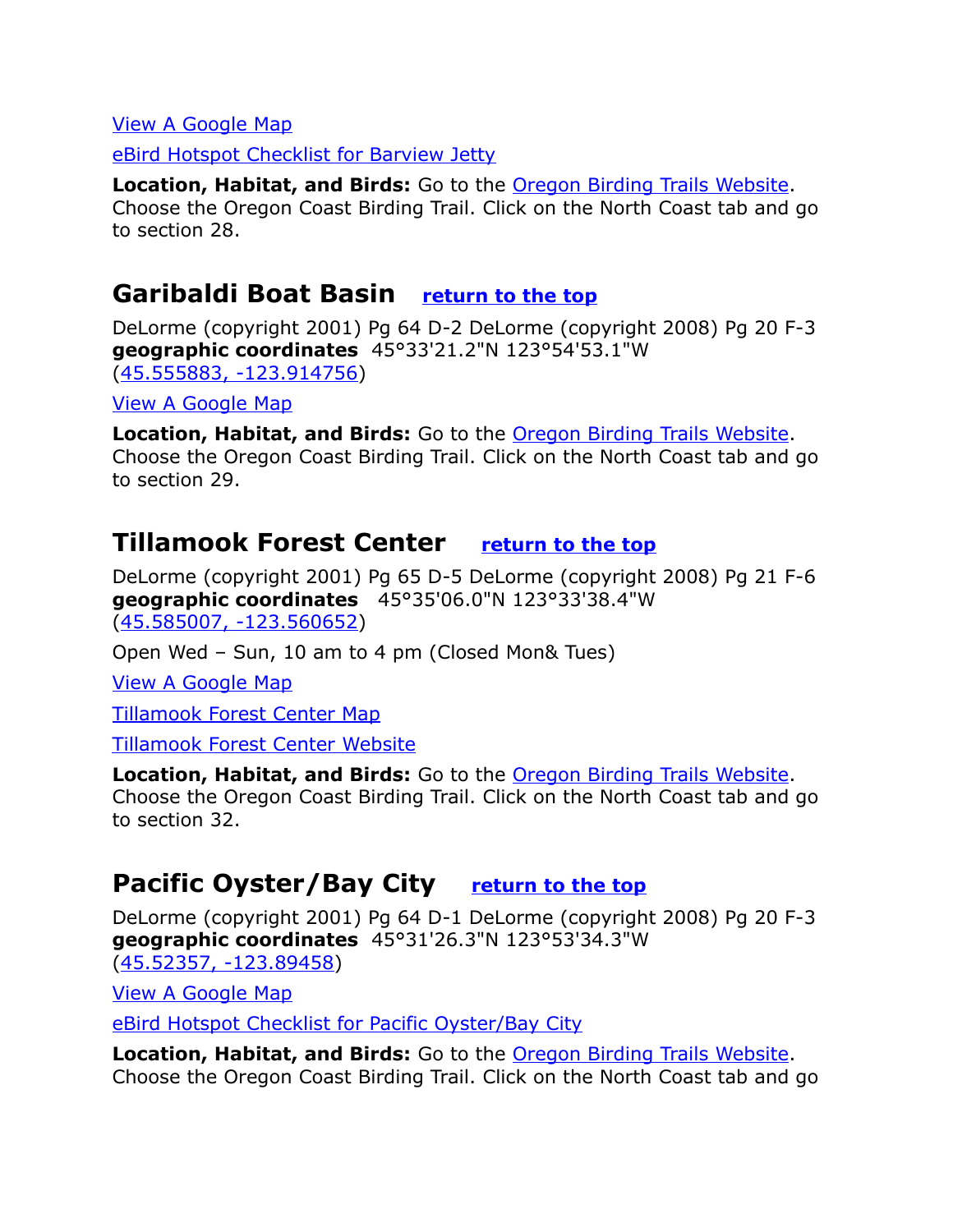[View A Google Map]

[eBird Hotspot Checklist for Barview Jetty]

**Location, Habitat, and Birds:** Go to the [Oregon Birding Trails Website]. Choose the Oregon Coast Birding Trail. Click on the North Coast tab and go to section 28.

## Garibaldi Boat Basin [return to the top]

DeLorme (copyright 2001) Pg 64 D-2 DeLorme (copyright 2008) Pg 20 F-3
**geographic coordinates** 45°33'21.2"N 123°54'53.1"W
(45.555883, -123.914756)

[View A Google Map]

**Location, Habitat, and Birds:** Go to the [Oregon Birding Trails Website]. Choose the Oregon Coast Birding Trail. Click on the North Coast tab and go to section 29.

## Tillamook Forest Center [return to the top]

DeLorme (copyright 2001) Pg 65 D-5 DeLorme (copyright 2008) Pg 21 F-6
**geographic coordinates** 45°35'06.0"N 123°33'38.4"W
(45.585007, -123.560652)

Open Wed – Sun, 10 am to 4 pm (Closed Mon& Tues)

[View A Google Map]

[Tillamook Forest Center Map]

[Tillamook Forest Center Website]

**Location, Habitat, and Birds:** Go to the [Oregon Birding Trails Website]. Choose the Oregon Coast Birding Trail. Click on the North Coast tab and go to section 32.

## Pacific Oyster/Bay City [return to the top]

DeLorme (copyright 2001) Pg 64 D-1 DeLorme (copyright 2008) Pg 20 F-3
**geographic coordinates** 45°31'26.3"N 123°53'34.3"W
(45.52357, -123.89458)

[View A Google Map]

[eBird Hotspot Checklist for Pacific Oyster/Bay City]

**Location, Habitat, and Birds:** Go to the [Oregon Birding Trails Website]. Choose the Oregon Coast Birding Trail. Click on the North Coast tab and go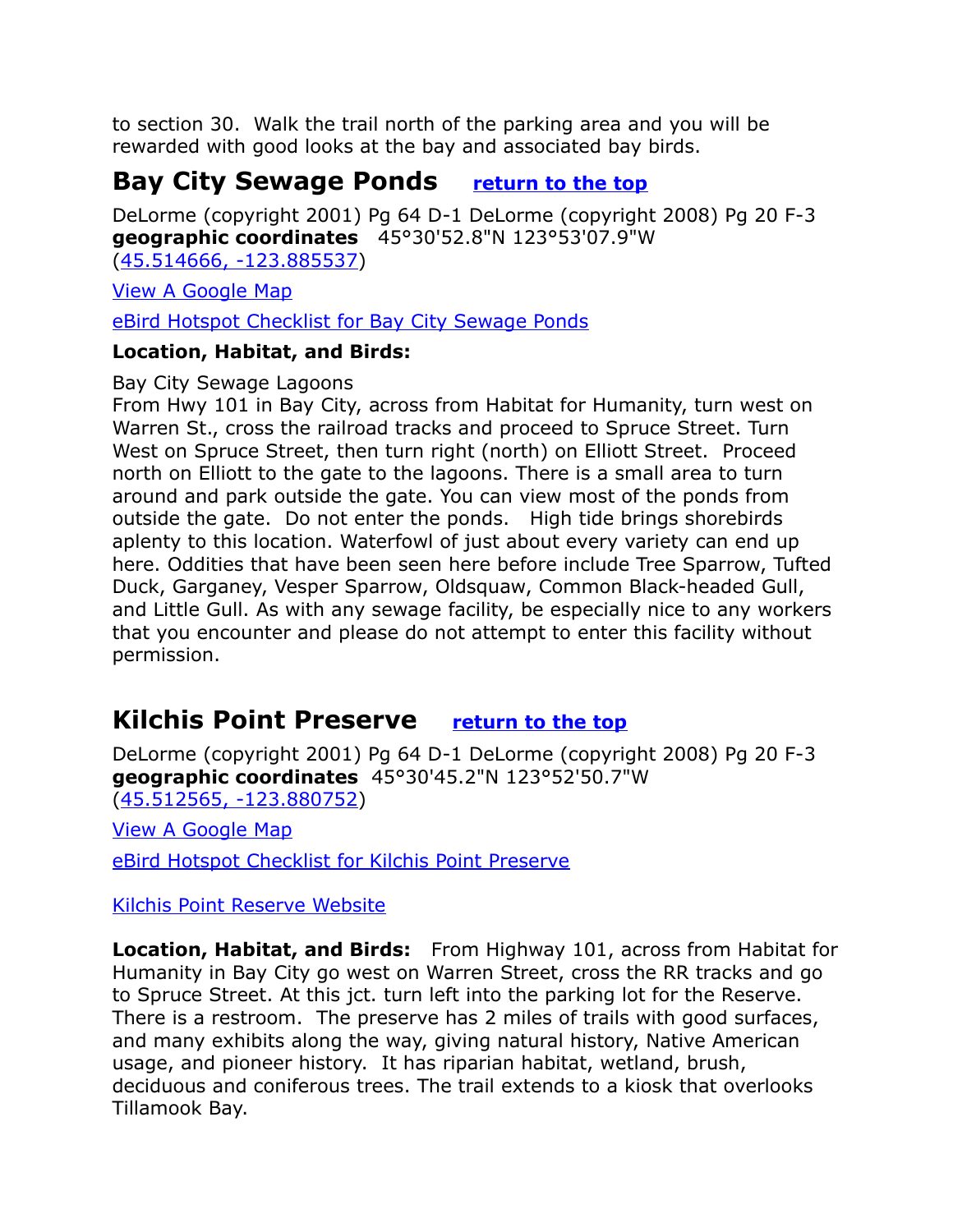to section 30. Walk the trail north of the parking area and you will be rewarded with good looks at the bay and associated bay birds.

## Bay City Sewage Ponds [return to the top]

DeLorme (copyright 2001) Pg 64 D-1 DeLorme (copyright 2008) Pg 20 F-3
**geographic coordinates** 45°30'52.8"N 123°53'07.9"W
(45.514666, -123.885537)

View A Google Map

eBird Hotspot Checklist for Bay City Sewage Ponds

**Location, Habitat, and Birds:**

Bay City Sewage Lagoons
From Hwy 101 in Bay City, across from Habitat for Humanity, turn west on Warren St., cross the railroad tracks and proceed to Spruce Street. Turn West on Spruce Street, then turn right (north) on Elliott Street. Proceed north on Elliott to the gate to the lagoons. There is a small area to turn around and park outside the gate. You can view most of the ponds from outside the gate. Do not enter the ponds. High tide brings shorebirds aplenty to this location. Waterfowl of just about every variety can end up here. Oddities that have been seen here before include Tree Sparrow, Tufted Duck, Garganey, Vesper Sparrow, Oldsquaw, Common Black-headed Gull, and Little Gull. As with any sewage facility, be especially nice to any workers that you encounter and please do not attempt to enter this facility without permission.

## Kilchis Point Preserve [return to the top]

DeLorme (copyright 2001) Pg 64 D-1 DeLorme (copyright 2008) Pg 20 F-3
**geographic coordinates** 45°30'45.2"N 123°52'50.7"W
(45.512565, -123.880752)

View A Google Map

eBird Hotspot Checklist for Kilchis Point Preserve

Kilchis Point Reserve Website

**Location, Habitat, and Birds:** From Highway 101, across from Habitat for Humanity in Bay City go west on Warren Street, cross the RR tracks and go to Spruce Street. At this jct. turn left into the parking lot for the Reserve. There is a restroom. The preserve has 2 miles of trails with good surfaces, and many exhibits along the way, giving natural history, Native American usage, and pioneer history. It has riparian habitat, wetland, brush, deciduous and coniferous trees. The trail extends to a kiosk that overlooks Tillamook Bay.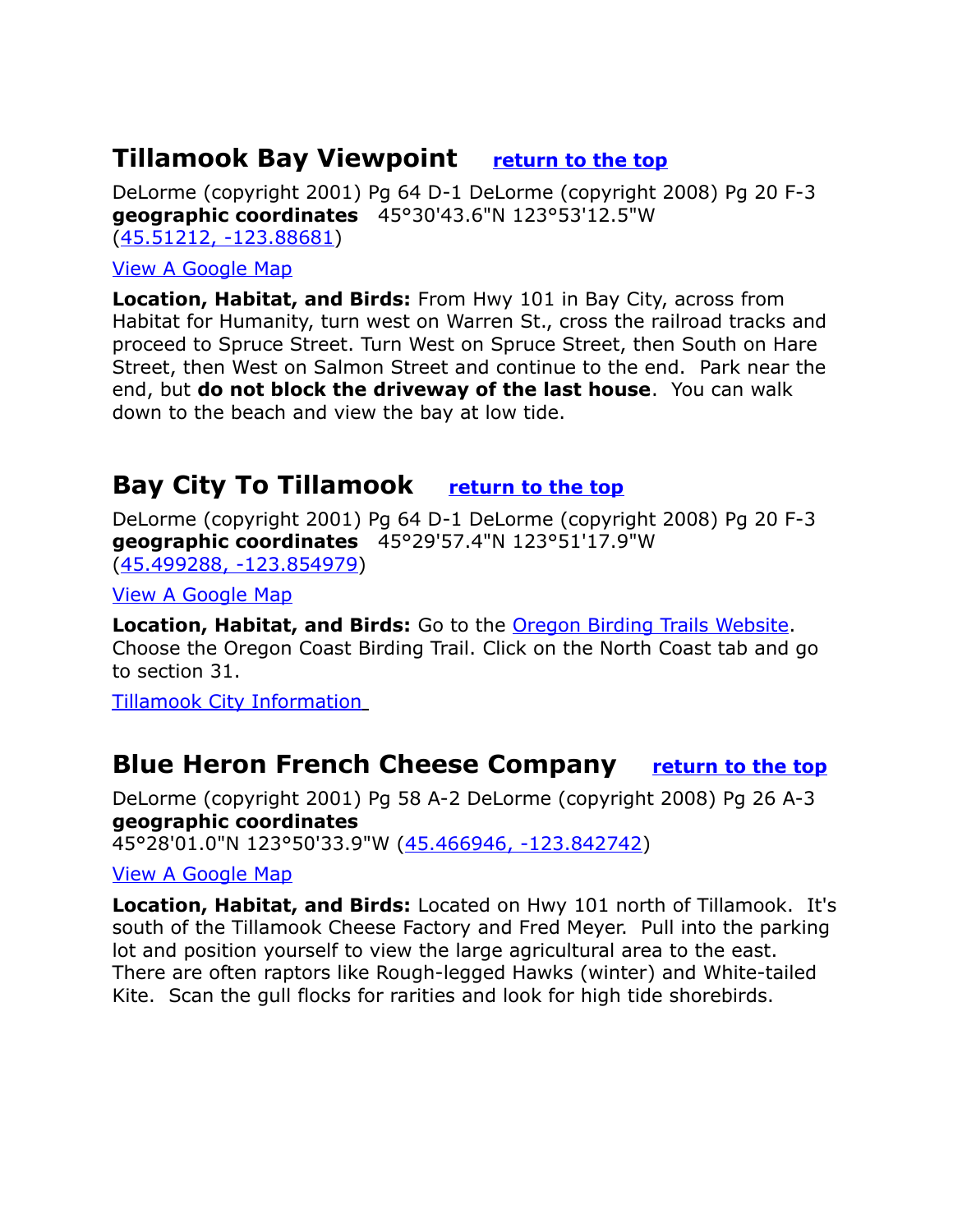## Tillamook Bay Viewpoint [return to the top]

DeLorme (copyright 2001) Pg 64 D-1 DeLorme (copyright 2008) Pg 20 F-3
**geographic coordinates** 45°30'43.6"N 123°53'12.5"W
(45.51212, -123.88681)

View A Google Map

**Location, Habitat, and Birds:** From Hwy 101 in Bay City, across from Habitat for Humanity, turn west on Warren St., cross the railroad tracks and proceed to Spruce Street. Turn West on Spruce Street, then South on Hare Street, then West on Salmon Street and continue to the end. Park near the end, but **do not block the driveway of the last house**. You can walk down to the beach and view the bay at low tide.

## Bay City To Tillamook [return to the top]

DeLorme (copyright 2001) Pg 64 D-1 DeLorme (copyright 2008) Pg 20 F-3
**geographic coordinates** 45°29'57.4"N 123°51'17.9"W
(45.499288, -123.854979)

View A Google Map

**Location, Habitat, and Birds:** Go to the Oregon Birding Trails Website. Choose the Oregon Coast Birding Trail. Click on the North Coast tab and go to section 31.

Tillamook City Information

## Blue Heron French Cheese Company [return to the top]

DeLorme (copyright 2001) Pg 58 A-2 DeLorme (copyright 2008) Pg 26 A-3
**geographic coordinates**
45°28'01.0"N 123°50'33.9"W (45.466946, -123.842742)

View A Google Map

**Location, Habitat, and Birds:** Located on Hwy 101 north of Tillamook. It's south of the Tillamook Cheese Factory and Fred Meyer. Pull into the parking lot and position yourself to view the large agricultural area to the east. There are often raptors like Rough-legged Hawks (winter) and White-tailed Kite. Scan the gull flocks for rarities and look for high tide shorebirds.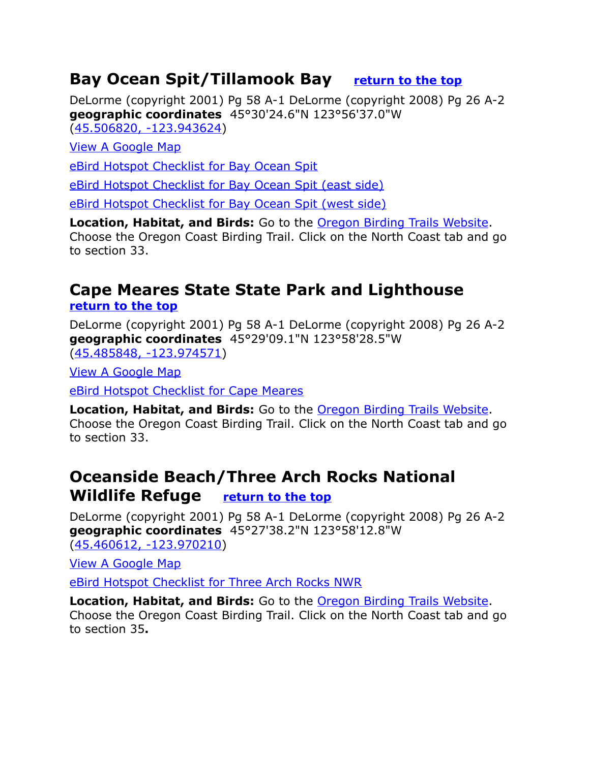## Bay Ocean Spit/Tillamook Bay **return to the top**

DeLorme (copyright 2001) Pg 58 A-1 DeLorme (copyright 2008) Pg 26 A-2
**geographic coordinates** 45°30'24.6"N 123°56'37.0"W
(45.506820, -123.943624)

View A Google Map

eBird Hotspot Checklist for Bay Ocean Spit

eBird Hotspot Checklist for Bay Ocean Spit (east side)

eBird Hotspot Checklist for Bay Ocean Spit (west side)

**Location, Habitat, and Birds:** Go to the Oregon Birding Trails Website. Choose the Oregon Coast Birding Trail. Click on the North Coast tab and go to section 33.

## Cape Meares State State Park and Lighthouse

**return to the top**

DeLorme (copyright 2001) Pg 58 A-1 DeLorme (copyright 2008) Pg 26 A-2
**geographic coordinates** 45°29'09.1"N 123°58'28.5"W
(45.485848, -123.974571)

View A Google Map

eBird Hotspot Checklist for Cape Meares

**Location, Habitat, and Birds:** Go to the Oregon Birding Trails Website. Choose the Oregon Coast Birding Trail. Click on the North Coast tab and go to section 33.

## Oceanside Beach/Three Arch Rocks National Wildlife Refuge **return to the top**

DeLorme (copyright 2001) Pg 58 A-1 DeLorme (copyright 2008) Pg 26 A-2
**geographic coordinates** 45°27'38.2"N 123°58'12.8"W
(45.460612, -123.970210)

View A Google Map

eBird Hotspot Checklist for Three Arch Rocks NWR

**Location, Habitat, and Birds:** Go to the Oregon Birding Trails Website. Choose the Oregon Coast Birding Trail. Click on the North Coast tab and go to section 35**.**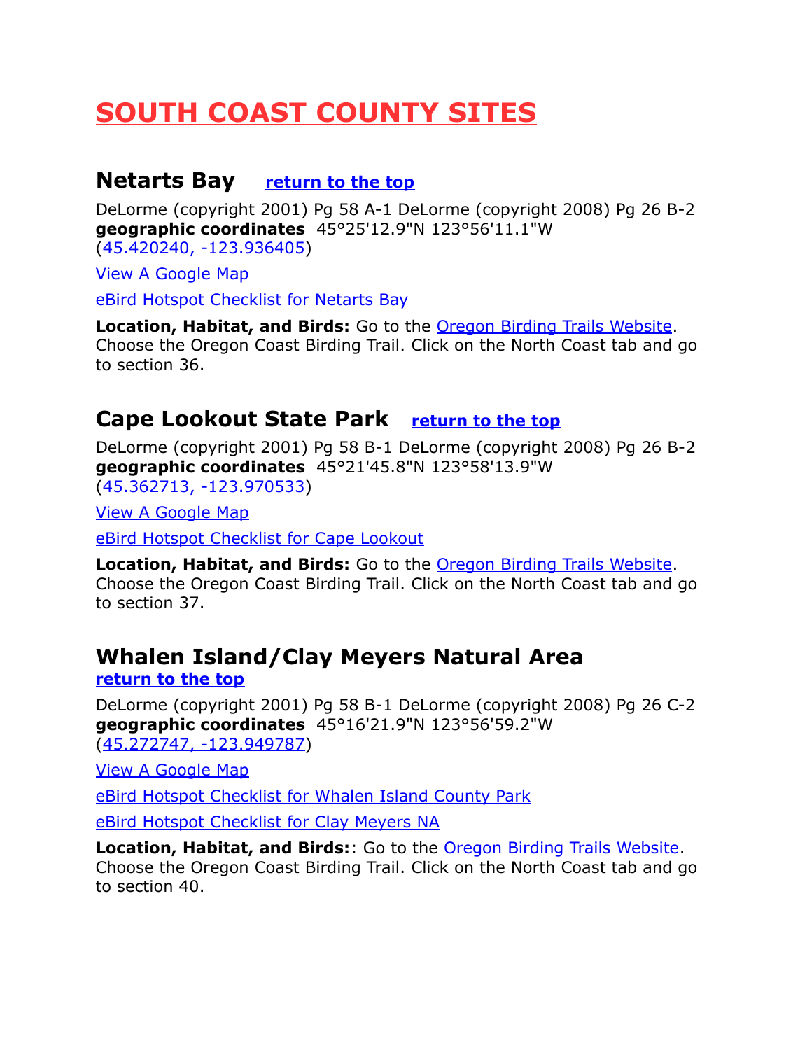# SOUTH COAST COUNTY SITES

## Netarts Bay [return to the top]

DeLorme (copyright 2001) Pg 58 A-1 DeLorme (copyright 2008) Pg 26 B-2
**geographic coordinates** 45°25'12.9"N 123°56'11.1"W
(45.420240, -123.936405)

View A Google Map

eBird Hotspot Checklist for Netarts Bay

**Location, Habitat, and Birds:** Go to the Oregon Birding Trails Website. Choose the Oregon Coast Birding Trail. Click on the North Coast tab and go to section 36.

## Cape Lookout State Park [return to the top]

DeLorme (copyright 2001) Pg 58 B-1 DeLorme (copyright 2008) Pg 26 B-2
**geographic coordinates** 45°21'45.8"N 123°58'13.9"W
(45.362713, -123.970533)

View A Google Map

eBird Hotspot Checklist for Cape Lookout

**Location, Habitat, and Birds:** Go to the Oregon Birding Trails Website. Choose the Oregon Coast Birding Trail. Click on the North Coast tab and go to section 37.

## Whalen Island/Clay Meyers Natural Area

[return to the top]

DeLorme (copyright 2001) Pg 58 B-1 DeLorme (copyright 2008) Pg 26 C-2
**geographic coordinates** 45°16'21.9"N 123°56'59.2"W
(45.272747, -123.949787)

View A Google Map

eBird Hotspot Checklist for Whalen Island County Park

eBird Hotspot Checklist for Clay Meyers NA

**Location, Habitat, and Birds:**: Go to the Oregon Birding Trails Website. Choose the Oregon Coast Birding Trail. Click on the North Coast tab and go to section 40.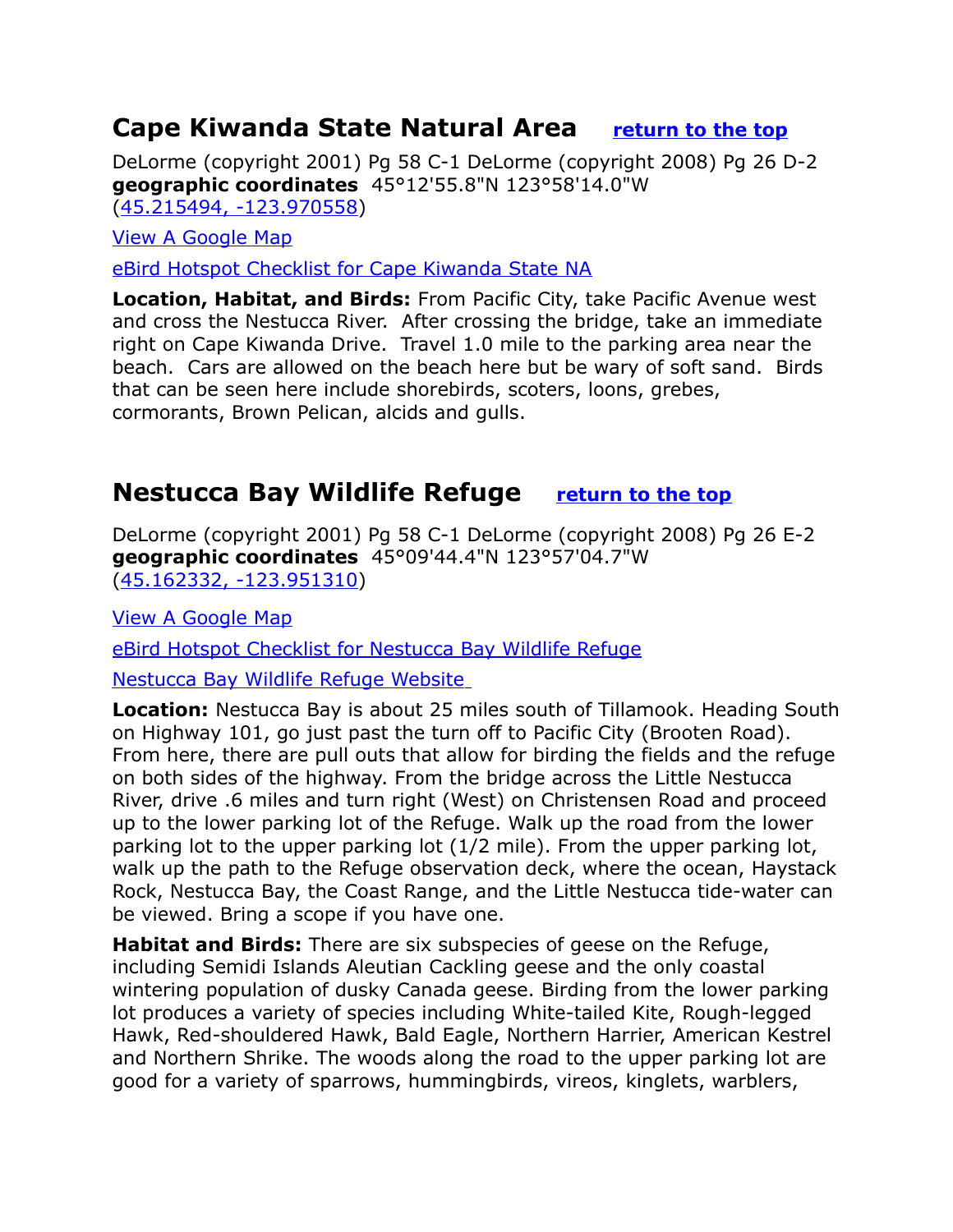## Cape Kiwanda State Natural Area [return to the top]

DeLorme (copyright 2001) Pg 58 C-1 DeLorme (copyright 2008) Pg 26 D-2
**geographic coordinates** 45°12'55.8"N 123°58'14.0"W
(45.215494, -123.970558)

View A Google Map

eBird Hotspot Checklist for Cape Kiwanda State NA

**Location, Habitat, and Birds:** From Pacific City, take Pacific Avenue west and cross the Nestucca River. After crossing the bridge, take an immediate right on Cape Kiwanda Drive. Travel 1.0 mile to the parking area near the beach. Cars are allowed on the beach here but be wary of soft sand. Birds that can be seen here include shorebirds, scoters, loons, grebes, cormorants, Brown Pelican, alcids and gulls.

## Nestucca Bay Wildlife Refuge [return to the top]

DeLorme (copyright 2001) Pg 58 C-1 DeLorme (copyright 2008) Pg 26 E-2
**geographic coordinates** 45°09'44.4"N 123°57'04.7"W
(45.162332, -123.951310)

View A Google Map

eBird Hotspot Checklist for Nestucca Bay Wildlife Refuge

Nestucca Bay Wildlife Refuge Website

**Location:** Nestucca Bay is about 25 miles south of Tillamook. Heading South on Highway 101, go just past the turn off to Pacific City (Brooten Road). From here, there are pull outs that allow for birding the fields and the refuge on both sides of the highway. From the bridge across the Little Nestucca River, drive .6 miles and turn right (West) on Christensen Road and proceed up to the lower parking lot of the Refuge. Walk up the road from the lower parking lot to the upper parking lot (1/2 mile). From the upper parking lot, walk up the path to the Refuge observation deck, where the ocean, Haystack Rock, Nestucca Bay, the Coast Range, and the Little Nestucca tide-water can be viewed. Bring a scope if you have one.

**Habitat and Birds:** There are six subspecies of geese on the Refuge, including Semidi Islands Aleutian Cackling geese and the only coastal wintering population of dusky Canada geese. Birding from the lower parking lot produces a variety of species including White-tailed Kite, Rough-legged Hawk, Red-shouldered Hawk, Bald Eagle, Northern Harrier, American Kestrel and Northern Shrike. The woods along the road to the upper parking lot are good for a variety of sparrows, hummingbirds, vireos, kinglets, warblers,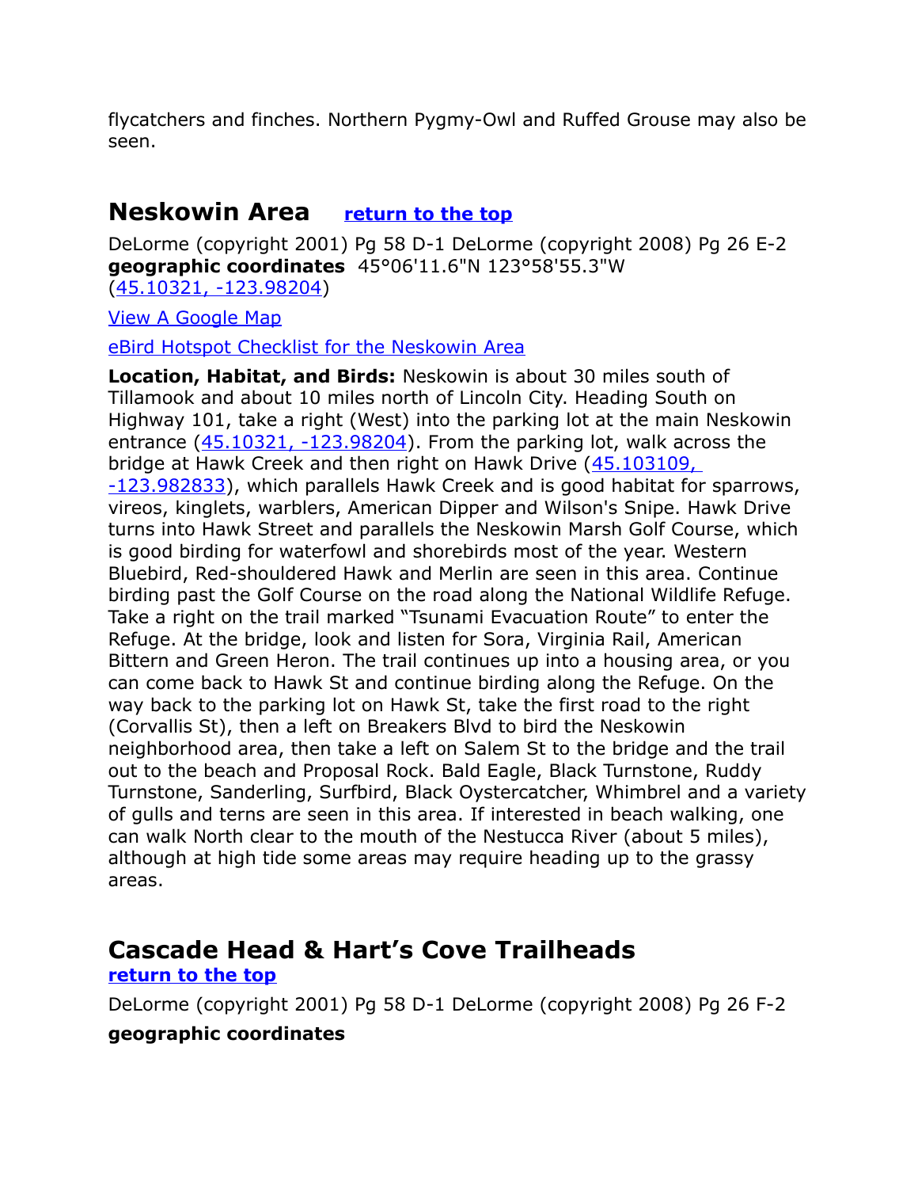flycatchers and finches. Northern Pygmy-Owl and Ruffed Grouse may also be seen.

## Neskowin Area [return to the top]

DeLorme (copyright 2001) Pg 58 D-1 DeLorme (copyright 2008) Pg 26 E-2
**geographic coordinates** 45°06'11.6"N 123°58'55.3"W
(45.10321, -123.98204)

View A Google Map

eBird Hotspot Checklist for the Neskowin Area

**Location, Habitat, and Birds:** Neskowin is about 30 miles south of Tillamook and about 10 miles north of Lincoln City. Heading South on Highway 101, take a right (West) into the parking lot at the main Neskowin entrance (45.10321, -123.98204). From the parking lot, walk across the bridge at Hawk Creek and then right on Hawk Drive (45.103109, -123.982833), which parallels Hawk Creek and is good habitat for sparrows, vireos, kinglets, warblers, American Dipper and Wilson's Snipe. Hawk Drive turns into Hawk Street and parallels the Neskowin Marsh Golf Course, which is good birding for waterfowl and shorebirds most of the year. Western Bluebird, Red-shouldered Hawk and Merlin are seen in this area. Continue birding past the Golf Course on the road along the National Wildlife Refuge. Take a right on the trail marked "Tsunami Evacuation Route" to enter the Refuge. At the bridge, look and listen for Sora, Virginia Rail, American Bittern and Green Heron. The trail continues up into a housing area, or you can come back to Hawk St and continue birding along the Refuge. On the way back to the parking lot on Hawk St, take the first road to the right (Corvallis St), then a left on Breakers Blvd to bird the Neskowin neighborhood area, then take a left on Salem St to the bridge and the trail out to the beach and Proposal Rock. Bald Eagle, Black Turnstone, Ruddy Turnstone, Sanderling, Surfbird, Black Oystercatcher, Whimbrel and a variety of gulls and terns are seen in this area. If interested in beach walking, one can walk North clear to the mouth of the Nestucca River (about 5 miles), although at high tide some areas may require heading up to the grassy areas.

## Cascade Head & Hart's Cove Trailheads

[return to the top]

DeLorme (copyright 2001) Pg 58 D-1 DeLorme (copyright 2008) Pg 26 F-2

**geographic coordinates**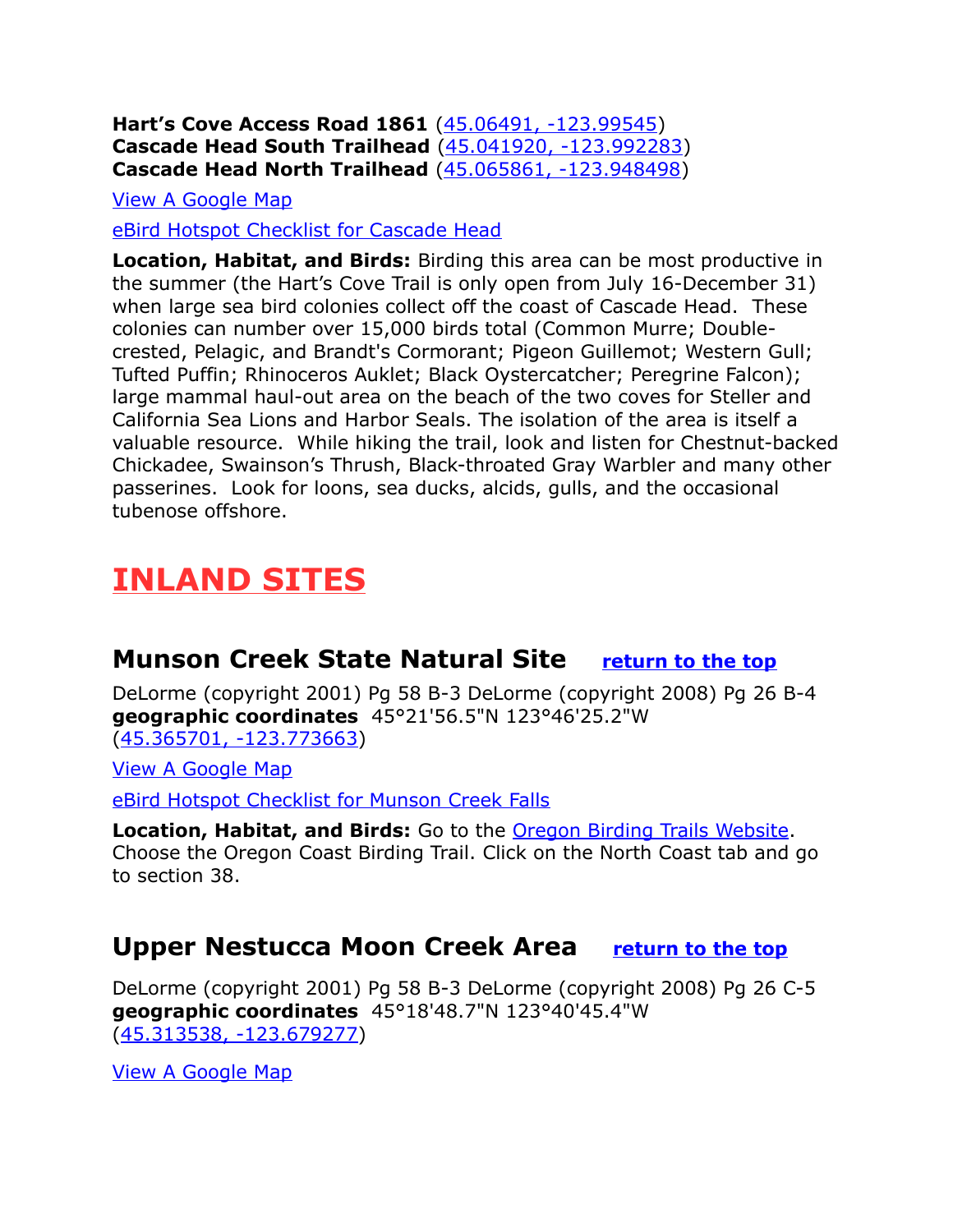**Hart's Cove Access Road 1861** (45.06491, -123.99545)
**Cascade Head South Trailhead** (45.041920, -123.992283)
**Cascade Head North Trailhead** (45.065861, -123.948498)

View A Google Map

eBird Hotspot Checklist for Cascade Head

**Location, Habitat, and Birds:** Birding this area can be most productive in the summer (the Hart's Cove Trail is only open from July 16-December 31) when large sea bird colonies collect off the coast of Cascade Head. These colonies can number over 15,000 birds total (Common Murre; Double-crested, Pelagic, and Brandt's Cormorant; Pigeon Guillemot; Western Gull; Tufted Puffin; Rhinoceros Auklet; Black Oystercatcher; Peregrine Falcon); large mammal haul-out area on the beach of the two coves for Steller and California Sea Lions and Harbor Seals. The isolation of the area is itself a valuable resource. While hiking the trail, look and listen for Chestnut-backed Chickadee, Swainson's Thrush, Black-throated Gray Warbler and many other passerines. Look for loons, sea ducks, alcids, gulls, and the occasional tubenose offshore.

# INLAND SITES

## Munson Creek State Natural Site    return to the top

DeLorme (copyright 2001) Pg 58 B-3 DeLorme (copyright 2008) Pg 26 B-4
**geographic coordinates** 45°21'56.5"N 123°46'25.2"W
(45.365701, -123.773663)

View A Google Map

eBird Hotspot Checklist for Munson Creek Falls

**Location, Habitat, and Birds:** Go to the Oregon Birding Trails Website. Choose the Oregon Coast Birding Trail. Click on the North Coast tab and go to section 38.

## Upper Nestucca Moon Creek Area    return to the top

DeLorme (copyright 2001) Pg 58 B-3 DeLorme (copyright 2008) Pg 26 C-5
**geographic coordinates** 45°18'48.7"N 123°40'45.4"W
(45.313538, -123.679277)

View A Google Map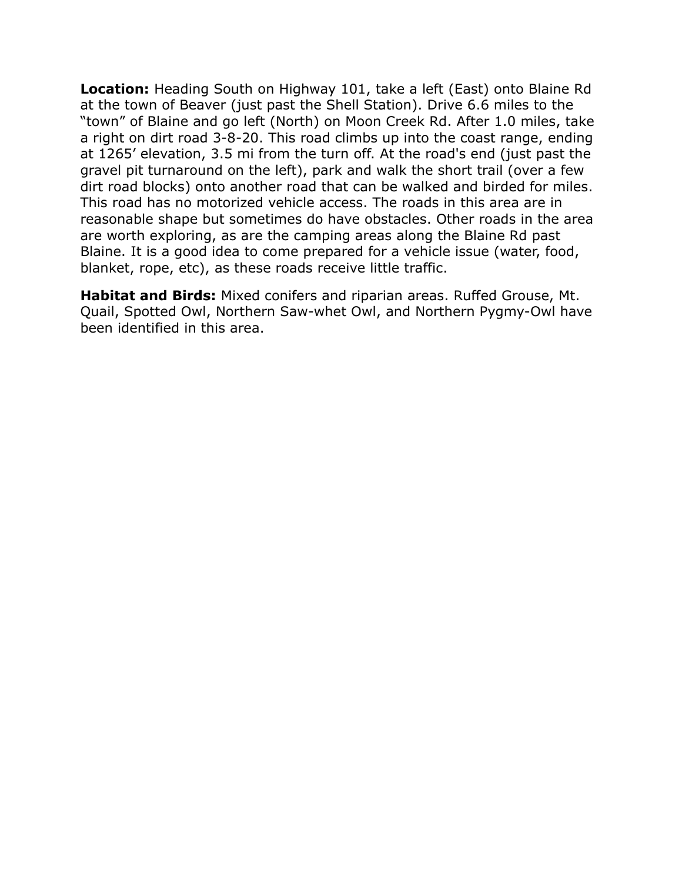**Location:** Heading South on Highway 101, take a left (East) onto Blaine Rd at the town of Beaver (just past the Shell Station). Drive 6.6 miles to the “town” of Blaine and go left (North) on Moon Creek Rd. After 1.0 miles, take a right on dirt road 3-8-20. This road climbs up into the coast range, ending at 1265’ elevation, 3.5 mi from the turn off. At the road's end (just past the gravel pit turnaround on the left), park and walk the short trail (over a few dirt road blocks) onto another road that can be walked and birded for miles. This road has no motorized vehicle access. The roads in this area are in reasonable shape but sometimes do have obstacles. Other roads in the area are worth exploring, as are the camping areas along the Blaine Rd past Blaine. It is a good idea to come prepared for a vehicle issue (water, food, blanket, rope, etc), as these roads receive little traffic.

**Habitat and Birds:** Mixed conifers and riparian areas. Ruffed Grouse, Mt. Quail, Spotted Owl, Northern Saw-whet Owl, and Northern Pygmy-Owl have been identified in this area.